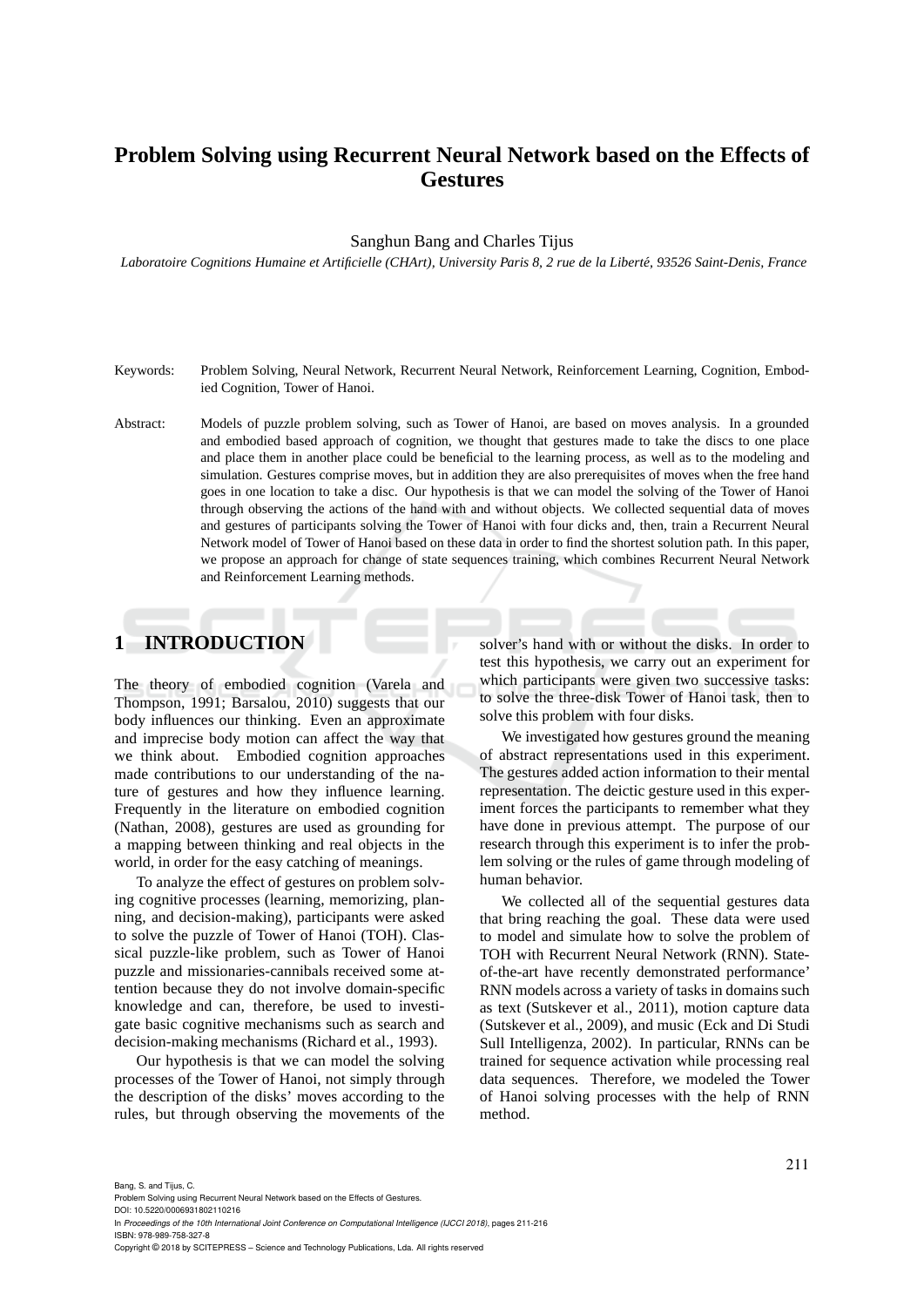# Problem Solving using Recurrent Neural Network based on the Effects of Gestures

Sanghun Bang and Charles Tijus

*Laboratoire Cognitions Humaine et Artificielle (CHArt), University Paris 8, 2 rue de la Liberté, 93526 Saint-Denis, France*

Keywords: Problem Solving, Neural Network, Recurrent Neural Network, Reinforcement Learning, Cognition, Embodied Cognition, Tower of Hanoi.

Abstract: Models of puzzle problem solving, such as Tower of Hanoi, are based on moves analysis. In a grounded and embodied based approach of cognition, we thought that gestures made to take the discs to one place and place them in another place could be beneficial to the learning process, as well as to the modeling and simulation. Gestures comprise moves, but in addition they are also prerequisites of moves when the free hand goes in one location to take a disc. Our hypothesis is that we can model the solving of the Tower of Hanoi through observing the actions of the hand with and without objects. We collected sequential data of moves and gestures of participants solving the Tower of Hanoi with four dicks and, then, train a Recurrent Neural Network model of Tower of Hanoi based on these data in order to find the shortest solution path. In this paper, we propose an approach for change of state sequences training, which combines Recurrent Neural Network and Reinforcement Learning methods.

## 1 INTRODUCTION

The theory of embodied cognition (Varela and Thompson, 1991; Barsalou, 2010) suggests that our body influences our thinking. Even an approximate and imprecise body motion can affect the way that we think about. Embodied cognition approaches made contributions to our understanding of the nature of gestures and how they influence learning. Frequently in the literature on embodied cognition (Nathan, 2008), gestures are used as grounding for a mapping between thinking and real objects in the world, in order for the easy catching of meanings.

To analyze the effect of gestures on problem solving cognitive processes (learning, memorizing, planning, and decision-making), participants were asked to solve the puzzle of Tower of Hanoi (TOH). Classical puzzle-like problem, such as Tower of Hanoi puzzle and missionaries-cannibals received some attention because they do not involve domain-specific knowledge and can, therefore, be used to investigate basic cognitive mechanisms such as search and decision-making mechanisms (Richard et al., 1993).

Our hypothesis is that we can model the solving processes of the Tower of Hanoi, not simply through the description of the disks' moves according to the rules, but through observing the movements of the solver's hand with or without the disks. In order to test this hypothesis, we carry out an experiment for which participants were given two successive tasks: to solve the three-disk Tower of Hanoi task, then to solve this problem with four disks.

We investigated how gestures ground the meaning of abstract representations used in this experiment. The gestures added action information to their mental representation. The deictic gesture used in this experiment forces the participants to remember what they have done in previous attempt. The purpose of our research through this experiment is to infer the problem solving or the rules of game through modeling of human behavior.

We collected all of the sequential gestures data that bring reaching the goal. These data were used to model and simulate how to solve the problem of TOH with Recurrent Neural Network (RNN). State-of-the-art have recently demonstrated performance' RNN models across a variety of tasks in domains such as text (Sutskever et al., 2011), motion capture data (Sutskever et al., 2009), and music (Eck and Di Studi Sull Intelligenza, 2002). In particular, RNNs can be trained for sequence activation while processing real data sequences. Therefore, we modeled the Tower of Hanoi solving processes with the help of RNN method.

Bang, S. and Tijus, C.
Problem Solving using Recurrent Neural Network based on the Effects of Gestures.
DOI: 10.5220/0006931802110216
In *Proceedings of the 10th International Joint Conference on Computational Intelligence (IJCCI 2018)*, pages 211-216
ISBN: 978-989-758-327-8
Copyright © 2018 by SCITEPRESS – Science and Technology Publications, Lda. All rights reserved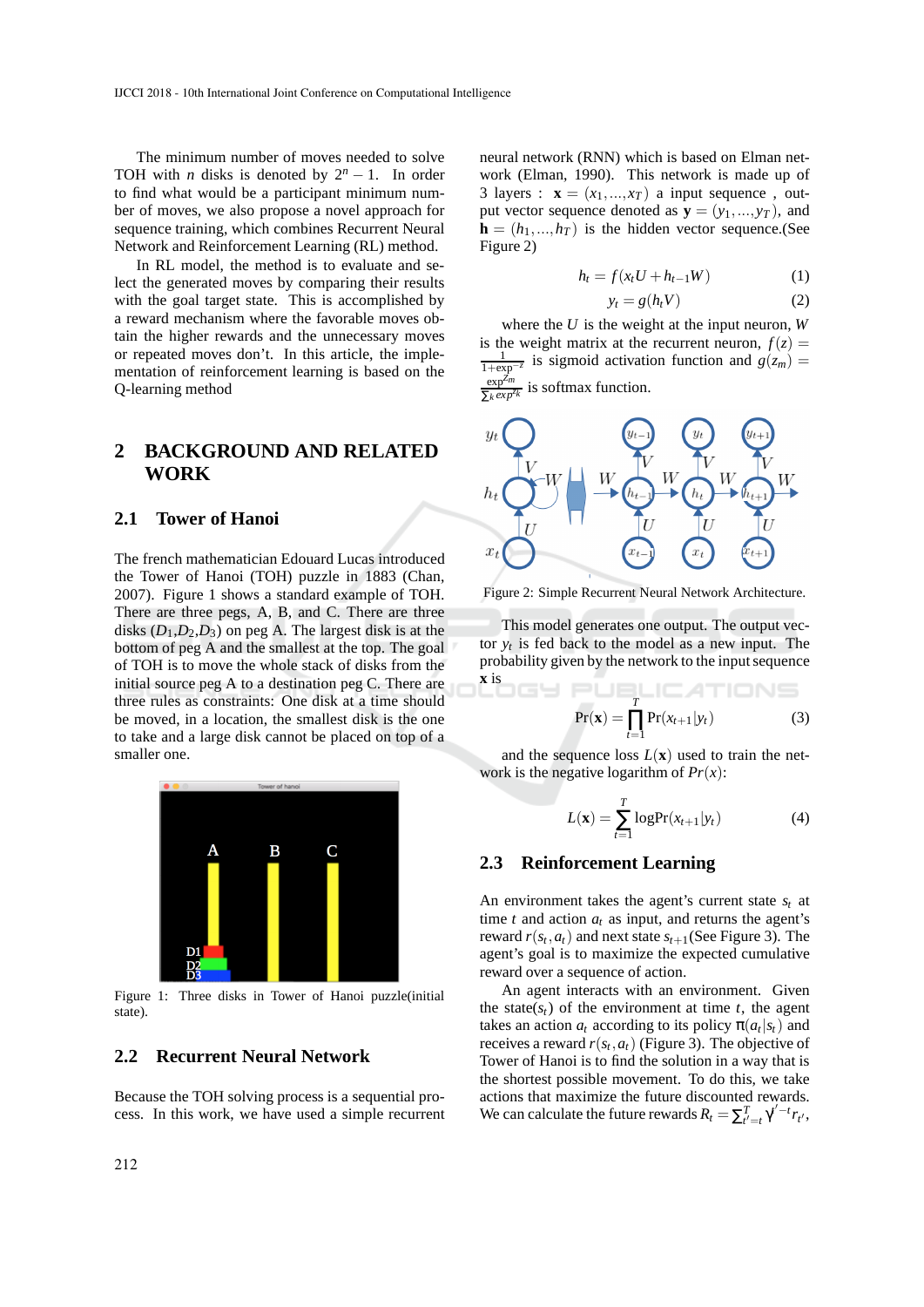The minimum number of moves needed to solve TOH with $n$ disks is denoted by $2^n - 1$. In order to find what would be a participant minimum number of moves, we also propose a novel approach for sequence training, which combines Recurrent Neural Network and Reinforcement Learning (RL) method.

In RL model, the method is to evaluate and select the generated moves by comparing their results with the goal target state. This is accomplished by a reward mechanism where the favorable moves obtain the higher rewards and the unnecessary moves or repeated moves don't. In this article, the implementation of reinforcement learning is based on the Q-learning method

# 2 BACKGROUND AND RELATED WORK

## 2.1 Tower of Hanoi

The french mathematician Edouard Lucas introduced the Tower of Hanoi (TOH) puzzle in 1883 (Chan, 2007). Figure 1 shows a standard example of TOH. There are three pegs, A, B, and C. There are three disks ($D_1$,$D_2$,$D_3$) on peg A. The largest disk is at the bottom of peg A and the smallest at the top. The goal of TOH is to move the whole stack of disks from the initial source peg A to a destination peg C. There are three rules as constraints: One disk at a time should be moved, in a location, the smallest disk is the one to take and a large disk cannot be placed on top of a smaller one.

Figure 1: Three disks in Tower of Hanoi puzzle(initial state).

## 2.2 Recurrent Neural Network

Because the TOH solving process is a sequential process. In this work, we have used a simple recurrent neural network (RNN) which is based on Elman network (Elman, 1990). This network is made up of 3 layers : $\mathbf{x} = (x_1, ..., x_T)$ a input sequence , output vector sequence denoted as $\mathbf{y} = (y_1, ..., y_T)$, and $\mathbf{h} = (h_1, ..., h_T)$ is the hidden vector sequence.(See Figure 2)

$$h_t = f(x_t U + h_{t-1} W) \tag{1}$$

$$y_t = g(h_t V) \tag{2}$$

where the $U$ is the weight at the input neuron, $W$ is the weight matrix at the recurrent neuron, $f(z) = \frac{1}{1+\exp^{-z}}$ is sigmoid activation function and $g(z_m) = \frac{\exp^{z_m}}{\sum_k \exp^{z_k}}$ is softmax function.

Figure 2: Simple Recurrent Neural Network Architecture.

This model generates one output. The output vector $y_t$ is fed back to the model as a new input. The probability given by the network to the input sequence $\mathbf{x}$ is

$$\Pr(\mathbf{x}) = \prod_{t=1}^{T} \Pr(x_{t+1}|y_t) \tag{3}$$

and the sequence loss $L(\mathbf{x})$ used to train the network is the negative logarithm of $Pr(x)$:

$$L(\mathbf{x}) = \sum_{t=1}^{T} \log\Pr(x_{t+1}|y_t) \tag{4}$$

## 2.3 Reinforcement Learning

An environment takes the agent's current state $s_t$ at time $t$ and action $a_t$ as input, and returns the agent's reward $r(s_t, a_t)$ and next state $s_{t+1}$(See Figure 3). The agent's goal is to maximize the expected cumulative reward over a sequence of action.

An agent interacts with an environment. Given the state($s_t$) of the environment at time $t$, the agent takes an action $a_t$ according to its policy $\pi(a_t|s_t)$ and receives a reward $r(s_t, a_t)$ (Figure 3). The objective of Tower of Hanoi is to find the solution in a way that is the shortest possible movement. To do this, we take actions that maximize the future discounted rewards. We can calculate the future rewards $R_t = \sum_{t'=t}^{T} \gamma^{t'-t} r_{t'}$,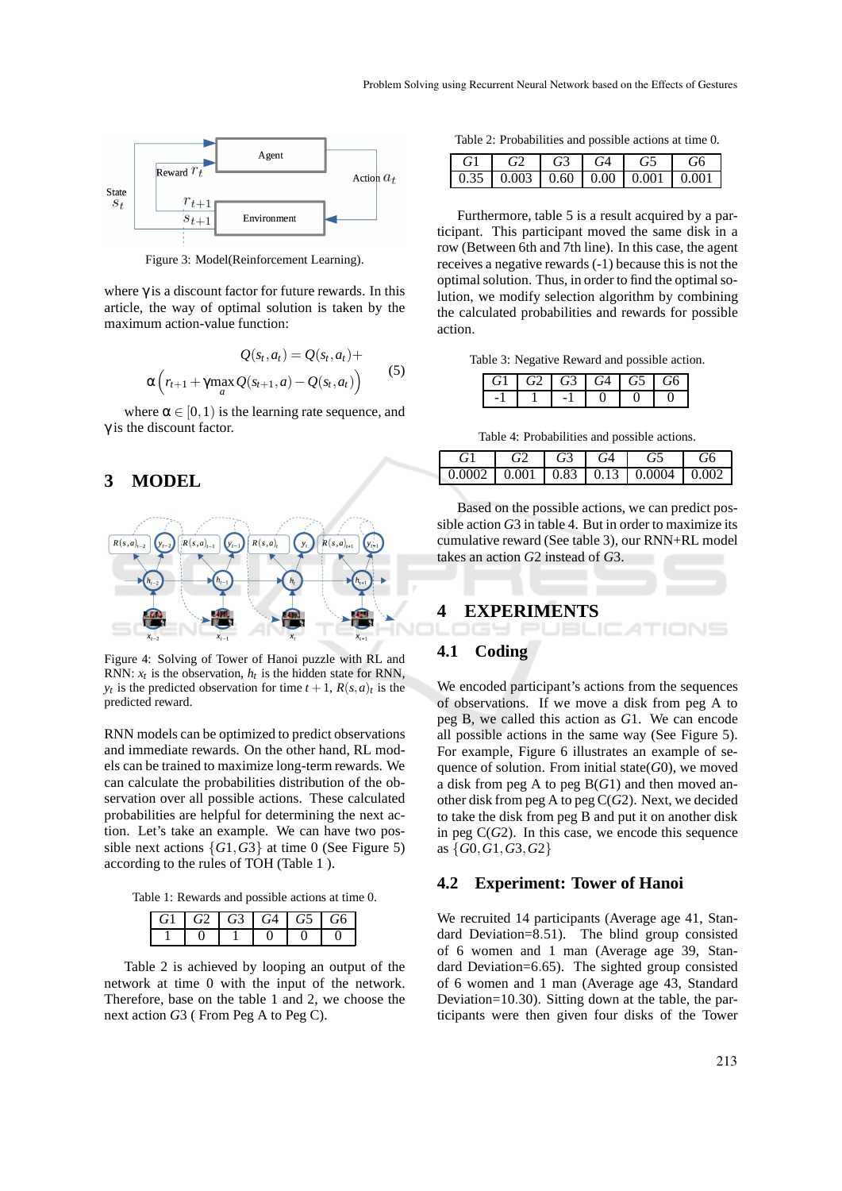Figure 3: Model(Reinforcement Learning).

where γ is a discount factor for future rewards. In this article, the way of optimal solution is taken by the maximum action-value function:

$$Q(s_t, a_t) = Q(s_t, a_t) + \alpha \left( r_{t+1} + \gamma \max_a Q(s_{t+1}, a) - Q(s_t, a_t) \right) \quad (5)$$

where $\alpha \in [0, 1)$ is the learning rate sequence, and γ is the discount factor.

## 3 MODEL

Figure 4: Solving of Tower of Hanoi puzzle with RL and RNN: $x_t$ is the observation, $h_t$ is the hidden state for RNN, $y_t$ is the predicted observation for time $t+1$, $R(s,a)_t$ is the predicted reward.

RNN models can be optimized to predict observations and immediate rewards. On the other hand, RL models can be trained to maximize long-term rewards. We can calculate the probabilities distribution of the observation over all possible actions. These calculated probabilities are helpful for determining the next action. Let's take an example. We can have two possible next actions $\{G1, G3\}$ at time 0 (See Figure 5) according to the rules of TOH (Table 1 ).

Table 1: Rewards and possible actions at time 0.

| $G1$ | $G2$ | $G3$ | $G4$ | $G5$ | $G6$ |
|---|---|---|---|---|---|
| 1 | 0 | 1 | 0 | 0 | 0 |

Table 2 is achieved by looping an output of the network at time 0 with the input of the network. Therefore, base on the table 1 and 2, we choose the next action $G3$ ( From Peg A to Peg C).

Table 2: Probabilities and possible actions at time 0.

| $G1$ | $G2$ | $G3$ | $G4$ | $G5$ | $G6$ |
|---|---|---|---|---|---|
| 0.35 | 0.003 | 0.60 | 0.00 | 0.001 | 0.001 |

Furthermore, table 5 is a result acquired by a participant. This participant moved the same disk in a row (Between 6th and 7th line). In this case, the agent receives a negative rewards (-1) because this is not the optimal solution. Thus, in order to find the optimal solution, we modify selection algorithm by combining the calculated probabilities and rewards for possible action.

Table 3: Negative Reward and possible action.

| $G1$ | $G2$ | $G3$ | $G4$ | $G5$ | $G6$ |
|---|---|---|---|---|---|
| -1 | 1 | -1 | 0 | 0 | 0 |

Table 4: Probabilities and possible actions.

| $G1$ | $G2$ | $G3$ | $G4$ | $G5$ | $G6$ |
|---|---|---|---|---|---|
| 0.0002 | 0.001 | 0.83 | 0.13 | 0.0004 | 0.002 |

Based on the possible actions, we can predict possible action $G3$ in table 4. But in order to maximize its cumulative reward (See table 3), our RNN+RL model takes an action $G2$ instead of $G3$.

## 4 EXPERIMENTS

### 4.1 Coding

We encoded participant's actions from the sequences of observations. If we move a disk from peg A to peg B, we called this action as $G1$. We can encode all possible actions in the same way (See Figure 5). For example, Figure 6 illustrates an example of sequence of solution. From initial state($G0$), we moved a disk from peg A to peg B($G1$) and then moved another disk from peg A to peg C($G2$). Next, we decided to take the disk from peg B and put it on another disk in peg C($G2$). In this case, we encode this sequence as $\{G0, G1, G3, G2\}$

### 4.2 Experiment: Tower of Hanoi

We recruited 14 participants (Average age 41, Standard Deviation=8.51). The blind group consisted of 6 women and 1 man (Average age 39, Standard Deviation=6.65). The sighted group consisted of 6 women and 1 man (Average age 43, Standard Deviation=10.30). Sitting down at the table, the participants were then given four disks of the Tower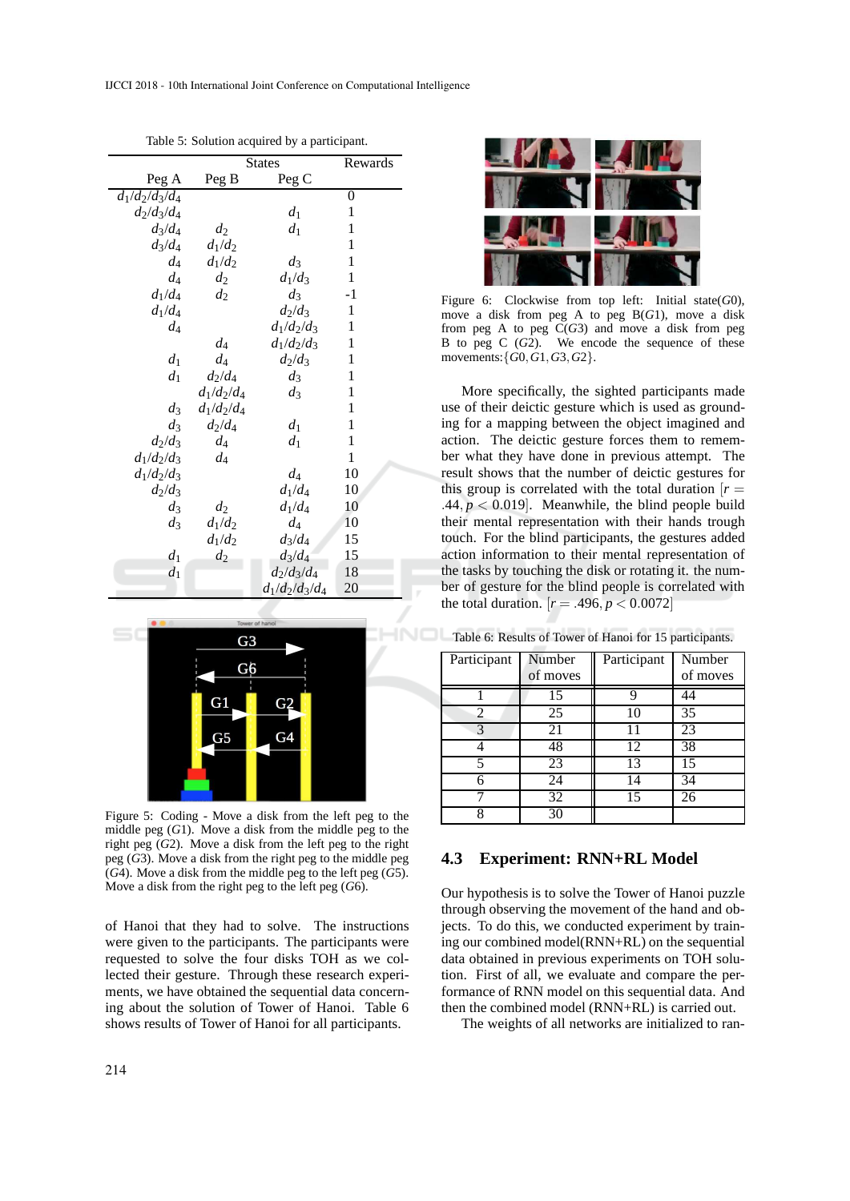Table 5: Solution acquired by a participant.

| States | | | Rewards |
|---|---|---|---|
| Peg A | Peg B | Peg C | |
| $d_1/d_2/d_3/d_4$ | | | 0 |
| $d_2/d_3/d_4$ | | $d_1$ | 1 |
| $d_3/d_4$ | $d_2$ | $d_1$ | 1 |
| $d_3/d_4$ | $d_1/d_2$ | | 1 |
| $d_4$ | $d_1/d_2$ | $d_3$ | 1 |
| $d_4$ | $d_2$ | $d_1/d_3$ | 1 |
| $d_1/d_4$ | $d_2$ | $d_3$ | -1 |
| $d_1/d_4$ | | $d_2/d_3$ | 1 |
| $d_4$ | | $d_1/d_2/d_3$ | 1 |
| | $d_4$ | $d_1/d_2/d_3$ | 1 |
| $d_1$ | $d_4$ | $d_2/d_3$ | 1 |
| $d_1$ | $d_2/d_4$ | $d_3$ | 1 |
| | $d_1/d_2/d_4$ | $d_3$ | 1 |
| $d_3$ | $d_1/d_2/d_4$ | | 1 |
| $d_3$ | $d_2/d_4$ | $d_1$ | 1 |
| $d_2/d_3$ | $d_4$ | $d_1$ | 1 |
| $d_1/d_2/d_3$ | $d_4$ | | 1 |
| $d_1/d_2/d_3$ | | $d_4$ | 10 |
| $d_2/d_3$ | | $d_1/d_4$ | 10 |
| $d_3$ | $d_2$ | $d_1/d_4$ | 10 |
| $d_3$ | $d_1/d_2$ | $d_4$ | 10 |
| | $d_1/d_2$ | $d_3/d_4$ | 15 |
| $d_1$ | $d_2$ | $d_3/d_4$ | 15 |
| $d_1$ | | $d_2/d_3/d_4$ | 18 |
| | | $d_1/d_2/d_3/d_4$ | 20 |

Figure 5: Coding - Move a disk from the left peg to the middle peg ($G1$). Move a disk from the middle peg to the right peg ($G2$). Move a disk from the left peg to the right peg ($G3$). Move a disk from the right peg to the middle peg ($G4$). Move a disk from the middle peg to the left peg ($G5$). Move a disk from the right peg to the left peg ($G6$).

of Hanoi that they had to solve. The instructions were given to the participants. The participants were requested to solve the four disks TOH as we collected their gesture. Through these research experiments, we have obtained the sequential data concerning about the solution of Tower of Hanoi. Table 6 shows results of Tower of Hanoi for all participants.

Figure 6: Clockwise from top left: Initial state($G0$), move a disk from peg A to peg B($G1$), move a disk from peg A to peg C($G3$) and move a disk from peg B to peg C ($G2$). We encode the sequence of these movements:$\{G0, G1, G3, G2\}$.

More specifically, the sighted participants made use of their deictic gesture which is used as grounding for a mapping between the object imagined and action. The deictic gesture forces them to remember what they have done in previous attempt. The result shows that the number of deictic gestures for this group is correlated with the total duration $[r = .44, p < 0.019]$. Meanwhile, the blind people build their mental representation with their hands trough touch. For the blind participants, the gestures added action information to their mental representation of the tasks by touching the disk or rotating it. the number of gesture for the blind people is correlated with the total duration. $[r = .496, p < 0.0072]$

Table 6: Results of Tower of Hanoi for 15 participants.

| Participant | Number of moves | Participant | Number of moves |
|---|---|---|---|
| 1 | 15 | 9 | 44 |
| 2 | 25 | 10 | 35 |
| 3 | 21 | 11 | 23 |
| 4 | 48 | 12 | 38 |
| 5 | 23 | 13 | 15 |
| 6 | 24 | 14 | 34 |
| 7 | 32 | 15 | 26 |
| 8 | 30 | | |

### 4.3 Experiment: RNN+RL Model

Our hypothesis is to solve the Tower of Hanoi puzzle through observing the movement of the hand and objects. To do this, we conducted experiment by training our combined model(RNN+RL) on the sequential data obtained in previous experiments on TOH solution. First of all, we evaluate and compare the performance of RNN model on this sequential data. And then the combined model (RNN+RL) is carried out.

The weights of all networks are initialized to ran-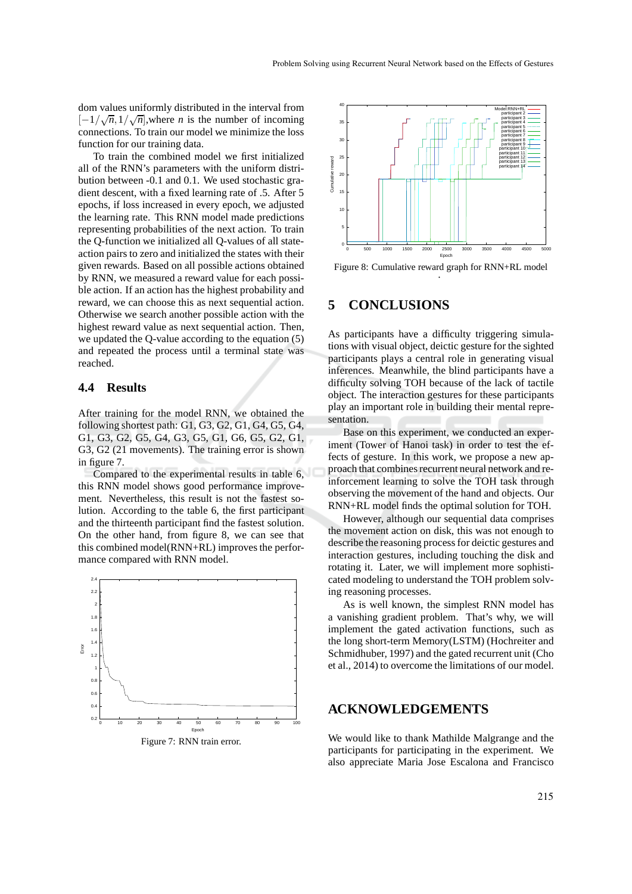dom values uniformly distributed in the interval from $[-1/\sqrt{n}, 1/\sqrt{n}]$,where $n$ is the number of incoming connections. To train our model we minimize the loss function for our training data.

To train the combined model we first initialized all of the RNN's parameters with the uniform distribution between -0.1 and 0.1. We used stochastic gradient descent, with a fixed learning rate of .5. After 5 epochs, if loss increased in every epoch, we adjusted the learning rate. This RNN model made predictions representing probabilities of the next action. To train the Q-function we initialized all Q-values of all state-action pairs to zero and initialized the states with their given rewards. Based on all possible actions obtained by RNN, we measured a reward value for each possible action. If an action has the highest probability and reward, we can choose this as next sequential action. Otherwise we search another possible action with the highest reward value as next sequential action. Then, we updated the Q-value according to the equation (5) and repeated the process until a terminal state was reached.

### 4.4 Results

After training for the model RNN, we obtained the following shortest path: G1, G3, G2, G1, G4, G5, G4, G1, G3, G2, G5, G4, G3, G5, G1, G6, G5, G2, G1, G3, G2 (21 movements). The training error is shown in figure 7.

Compared to the experimental results in table 6, this RNN model shows good performance improvement. Nevertheless, this result is not the fastest solution. According to the table 6, the first participant and the thirteenth participant find the fastest solution. On the other hand, from figure 8, we can see that this combined model(RNN+RL) improves the performance compared with RNN model.

Figure 7: RNN train error.

Figure 8: Cumulative reward graph for RNN+RL model

## 5 CONCLUSIONS

As participants have a difficulty triggering simulations with visual object, deictic gesture for the sighted participants plays a central role in generating visual inferences. Meanwhile, the blind participants have a difficulty solving TOH because of the lack of tactile object. The interaction gestures for these participants play an important role in building their mental representation.

Base on this experiment, we conducted an experiment (Tower of Hanoi task) in order to test the effects of gesture. In this work, we propose a new approach that combines recurrent neural network and reinforcement learning to solve the TOH task through observing the movement of the hand and objects. Our RNN+RL model finds the optimal solution for TOH.

However, although our sequential data comprises the movement action on disk, this was not enough to describe the reasoning process for deictic gestures and interaction gestures, including touching the disk and rotating it. Later, we will implement more sophisticated modeling to understand the TOH problem solving reasoning processes.

As is well known, the simplest RNN model has a vanishing gradient problem. That's why, we will implement the gated activation functions, such as the long short-term Memory(LSTM) (Hochreiter and Schmidhuber, 1997) and the gated recurrent unit (Cho et al., 2014) to overcome the limitations of our model.

## ACKNOWLEDGEMENTS

We would like to thank Mathilde Malgrange and the participants for participating in the experiment. We also appreciate Maria Jose Escalona and Francisco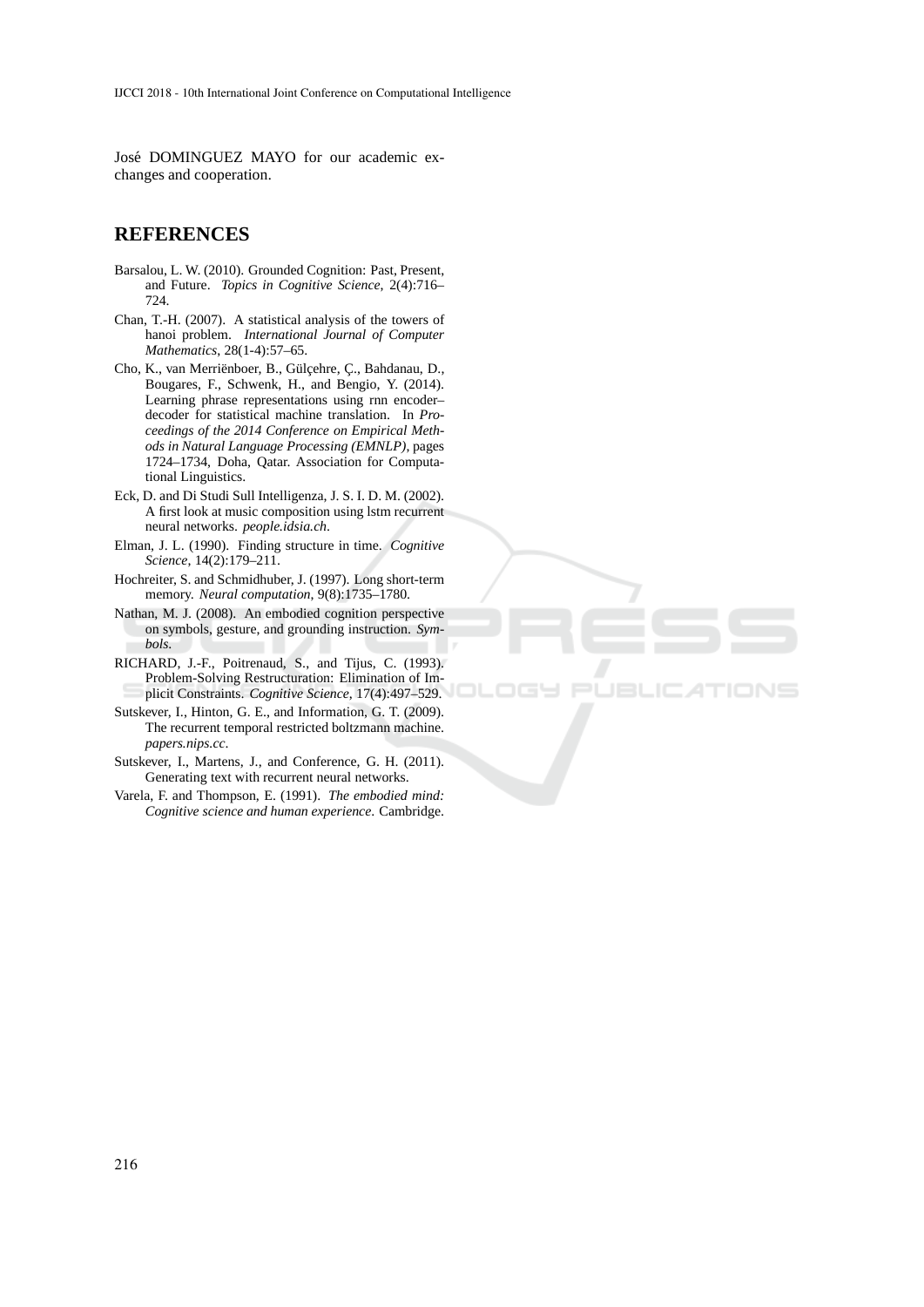José DOMINGUEZ MAYO for our academic exchanges and cooperation.

## REFERENCES

Barsalou, L. W. (2010). Grounded Cognition: Past, Present, and Future. *Topics in Cognitive Science*, 2(4):716–724.

Chan, T.-H. (2007). A statistical analysis of the towers of hanoi problem. *International Journal of Computer Mathematics*, 28(1-4):57–65.

Cho, K., van Merriënboer, B., Gülçehre, Ç., Bahdanau, D., Bougares, F., Schwenk, H., and Bengio, Y. (2014). Learning phrase representations using rnn encoder–decoder for statistical machine translation. In *Proceedings of the 2014 Conference on Empirical Methods in Natural Language Processing (EMNLP)*, pages 1724–1734, Doha, Qatar. Association for Computational Linguistics.

Eck, D. and Di Studi Sull Intelligenza, J. S. I. D. M. (2002). A first look at music composition using lstm recurrent neural networks. *people.idsia.ch*.

Elman, J. L. (1990). Finding structure in time. *Cognitive Science*, 14(2):179–211.

Hochreiter, S. and Schmidhuber, J. (1997). Long short-term memory. *Neural computation*, 9(8):1735–1780.

Nathan, M. J. (2008). An embodied cognition perspective on symbols, gesture, and grounding instruction. *Symbols*.

RICHARD, J.-F., Poitrenaud, S., and Tijus, C. (1993). Problem-Solving Restructuration: Elimination of Implicit Constraints. *Cognitive Science*, 17(4):497–529.

Sutskever, I., Hinton, G. E., and Information, G. T. (2009). The recurrent temporal restricted boltzmann machine. *papers.nips.cc*.

Sutskever, I., Martens, J., and Conference, G. H. (2011). Generating text with recurrent neural networks.

Varela, F. and Thompson, E. (1991). *The embodied mind: Cognitive science and human experience*. Cambridge.